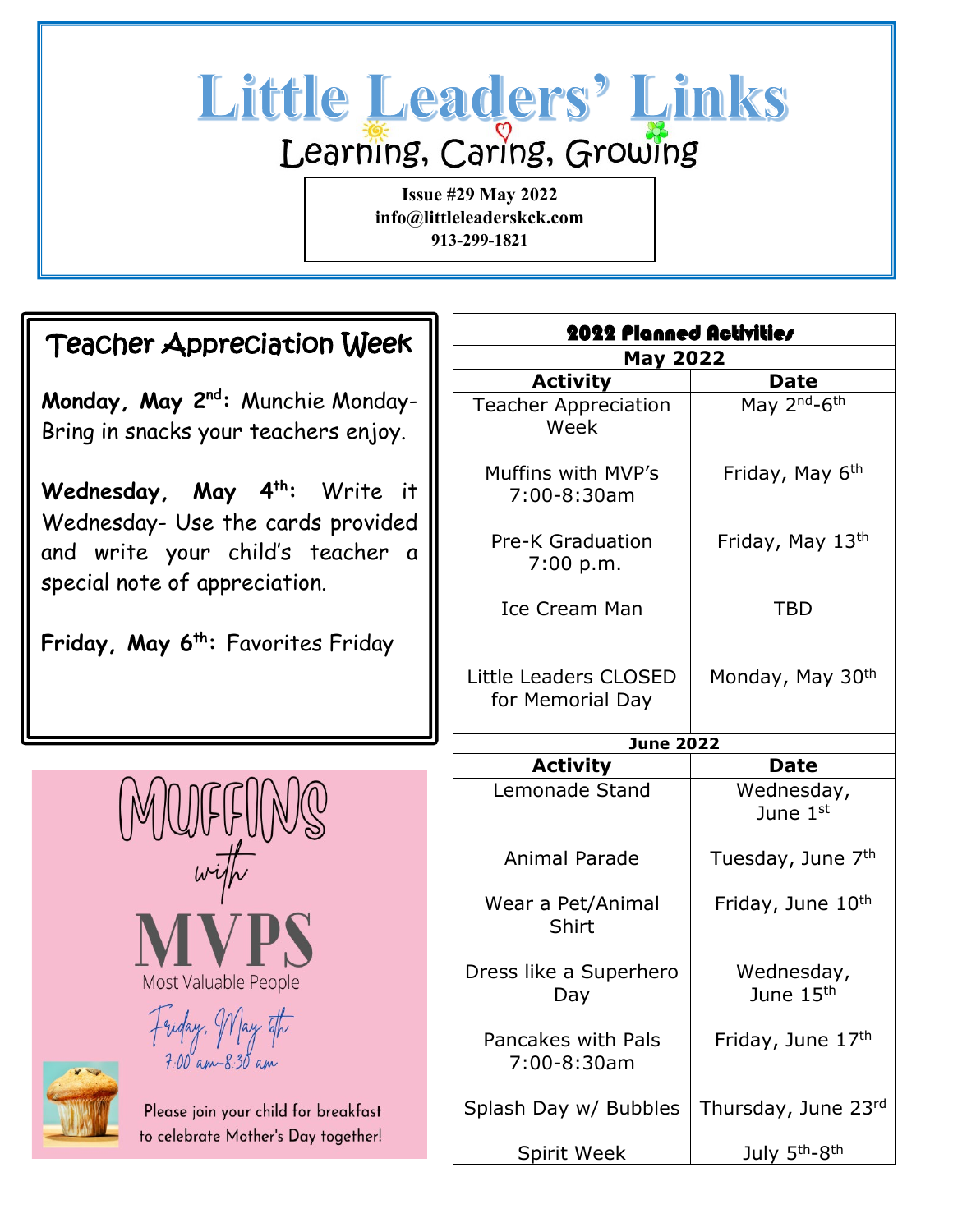# Little Leaders' Links

## Learning, Caring, Growing

**Issue #29 May 2022**
**info@littleleaderskck.com**
**913-299-1821**

## Teacher Appreciation Week

**Monday, May 2nd:** Munchie Monday- Bring in snacks your teachers enjoy.

**Wednesday, May 4th:** Write it Wednesday- Use the cards provided and write your child's teacher a special note of appreciation.

**Friday, May 6th:** Favorites Friday

## Muffins with MVPS

Most Valuable People

Friday, May 6th
7:00 am-8:30 am

Please join your child for breakfast to celebrate Mother's Day together!

## 2022 Planned Activities

| May 2022 | |
|---|---|
| **Activity** | **Date** |
| Teacher Appreciation Week | May 2nd-6th |
| Muffins with MVP's 7:00-8:30am | Friday, May 6th |
| Pre-K Graduation 7:00 p.m. | Friday, May 13th |
| Ice Cream Man | TBD |
| Little Leaders CLOSED for Memorial Day | Monday, May 30th |
| **June 2022** | |
| **Activity** | **Date** |
| Lemonade Stand | Wednesday, June 1st |
| Animal Parade | Tuesday, June 7th |
| Wear a Pet/Animal Shirt | Friday, June 10th |
| Dress like a Superhero Day | Wednesday, June 15th |
| Pancakes with Pals 7:00-8:30am | Friday, June 17th |
| Splash Day w/ Bubbles | Thursday, June 23rd |
| Spirit Week | July 5th-8th |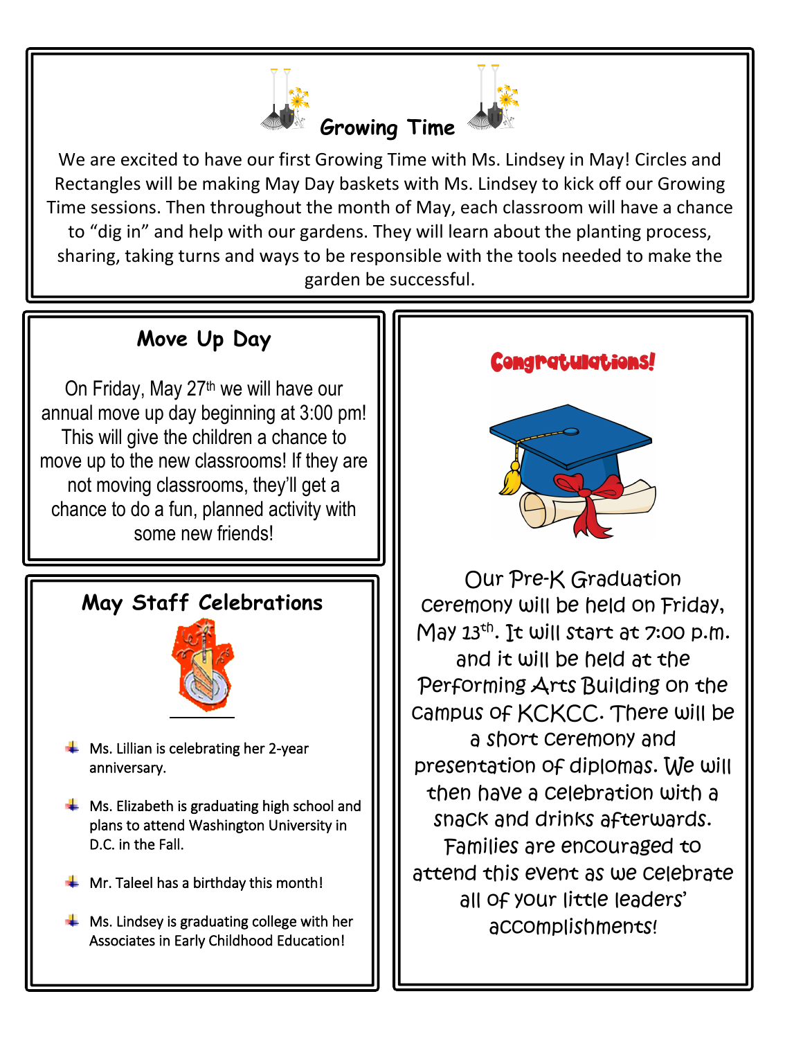## Growing Time

We are excited to have our first Growing Time with Ms. Lindsey in May! Circles and Rectangles will be making May Day baskets with Ms. Lindsey to kick off our Growing Time sessions. Then throughout the month of May, each classroom will have a chance to "dig in" and help with our gardens. They will learn about the planting process, sharing, taking turns and ways to be responsible with the tools needed to make the garden be successful.

## Move Up Day

On Friday, May 27th we will have our annual move up day beginning at 3:00 pm! This will give the children a chance to move up to the new classrooms! If they are not moving classrooms, they'll get a chance to do a fun, planned activity with some new friends!

## May Staff Celebrations

- Ms. Lillian is celebrating her 2-year anniversary.
- Ms. Elizabeth is graduating high school and plans to attend Washington University in D.C. in the Fall.
- Mr. Taleel has a birthday this month!
- Ms. Lindsey is graduating college with her Associates in Early Childhood Education!

## Congratulations!

Our Pre-K Graduation ceremony will be held on Friday, May 13th. It will start at 7:00 p.m. and it will be held at the Performing Arts Building on the campus of KCKCC. There will be a short ceremony and presentation of diplomas. We will then have a celebration with a snack and drinks afterwards. Families are encouraged to attend this event as we celebrate all of your little leaders' accomplishments!